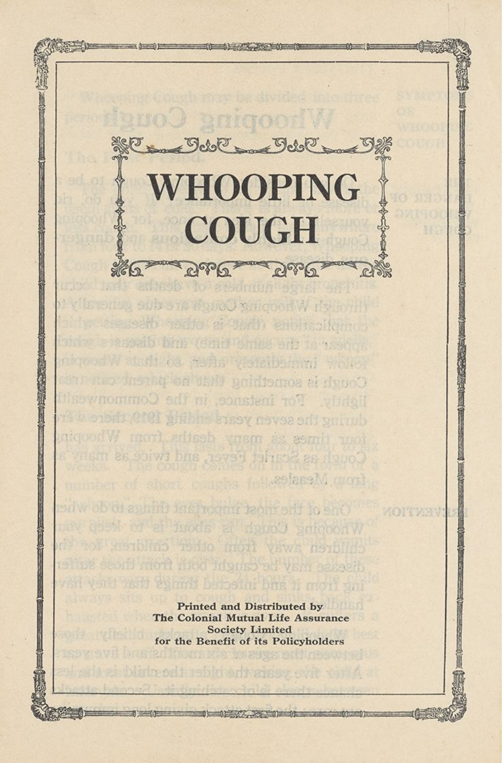# WHOOPING COUGH

**Printed and Distributed by**
**The Colonial Mutual Life Assurance Society Limited**
**for the Benefit of its Policyholders**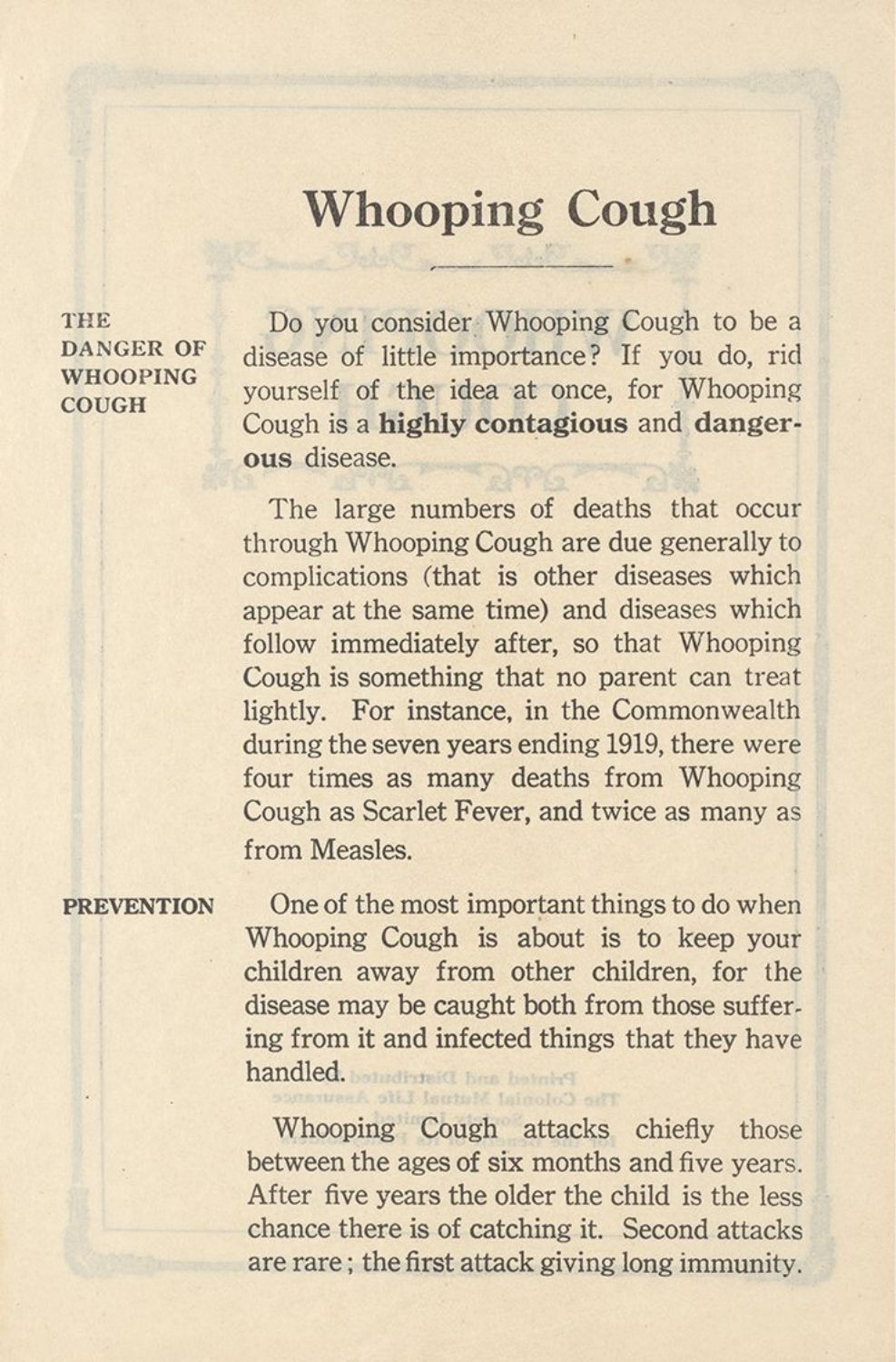# Whooping Cough

**THE DANGER OF WHOOPING COUGH**

Do you consider Whooping Cough to be a disease of little importance? If you do, rid yourself of the idea at once, for Whooping Cough is a **highly contagious** and **dangerous** disease.

The large numbers of deaths that occur through Whooping Cough are due generally to complications (that is other diseases which appear at the same time) and diseases which follow immediately after, so that Whooping Cough is something that no parent can treat lightly. For instance, in the Commonwealth during the seven years ending 1919, there were four times as many deaths from Whooping Cough as Scarlet Fever, and twice as many as from Measles.

**PREVENTION**

One of the most important things to do when Whooping Cough is about is to keep your children away from other children, for the disease may be caught both from those suffering from it and infected things that they have handled.

Whooping Cough attacks chiefly those between the ages of six months and five years. After five years the older the child is the less chance there is of catching it. Second attacks are rare; the first attack giving long immunity.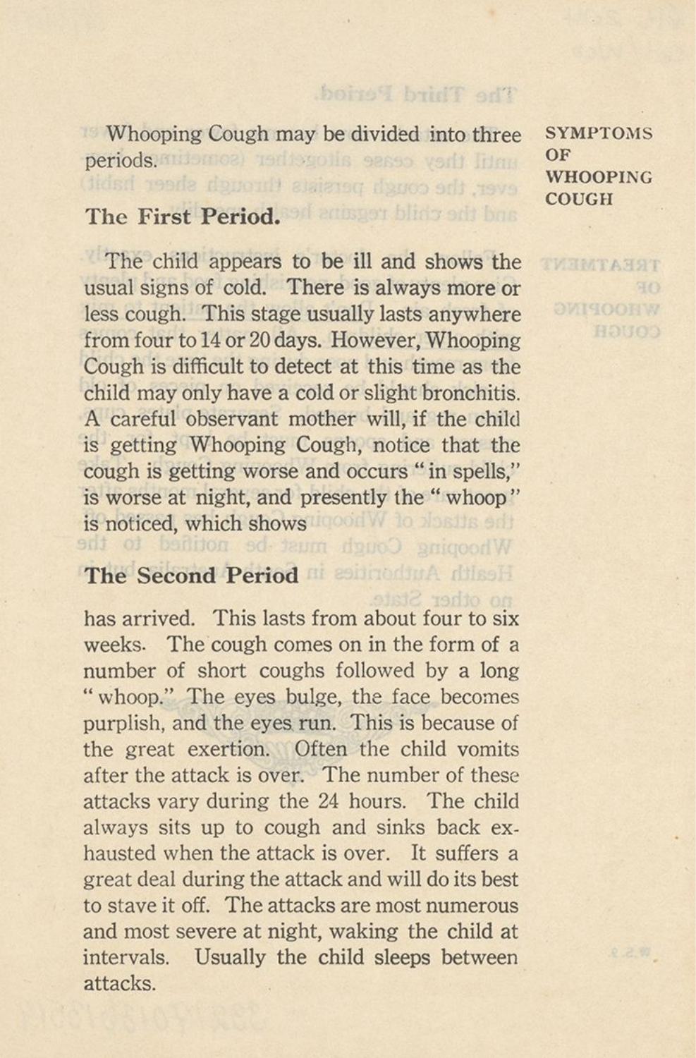**SYMPTOMS OF WHOOPING COUGH**

Whooping Cough may be divided into three periods.

### The First Period.

The child appears to be ill and shows the usual signs of cold. There is always more or less cough. This stage usually lasts anywhere from four to 14 or 20 days. However, Whooping Cough is difficult to detect at this time as the child may only have a cold or slight bronchitis. A careful observant mother will, if the child is getting Whooping Cough, notice that the cough is getting worse and occurs "in spells," is worse at night, and presently the "whoop" is noticed, which shows

### The Second Period

has arrived. This lasts from about four to six weeks. The cough comes on in the form of a number of short coughs followed by a long "whoop." The eyes bulge, the face becomes purplish, and the eyes run. This is because of the great exertion. Often the child vomits after the attack is over. The number of these attacks vary during the 24 hours. The child always sits up to cough and sinks back exhausted when the attack is over. It suffers a great deal during the attack and will do its best to stave it off. The attacks are most numerous and most severe at night, waking the child at intervals. Usually the child sleeps between attacks.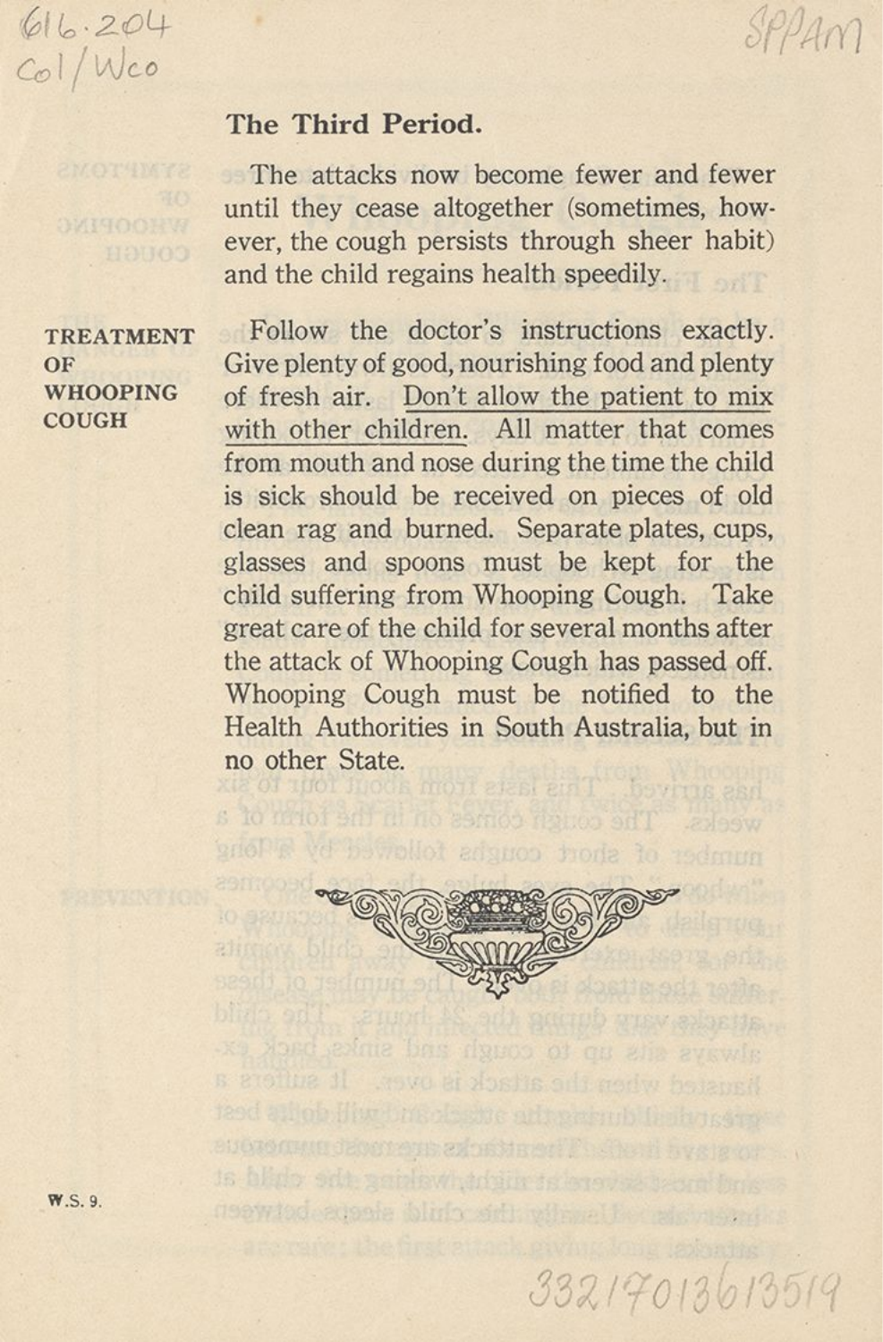### The Third Period.

The attacks now become fewer and fewer until they cease altogether (sometimes, however, the cough persists through sheer habit) and the child regains health speedily.

**TREATMENT OF WHOOPING COUGH**

Follow the doctor's instructions exactly. Give plenty of good, nourishing food and plenty of fresh air. Don't allow the patient to mix with other children. All matter that comes from mouth and nose during the time the child is sick should be received on pieces of old clean rag and burned. Separate plates, cups, glasses and spoons must be kept for the child suffering from Whooping Cough. Take great care of the child for several months after the attack of Whooping Cough has passed off. Whooping Cough must be notified to the Health Authorities in South Australia, but in no other State.

W.S. 9.